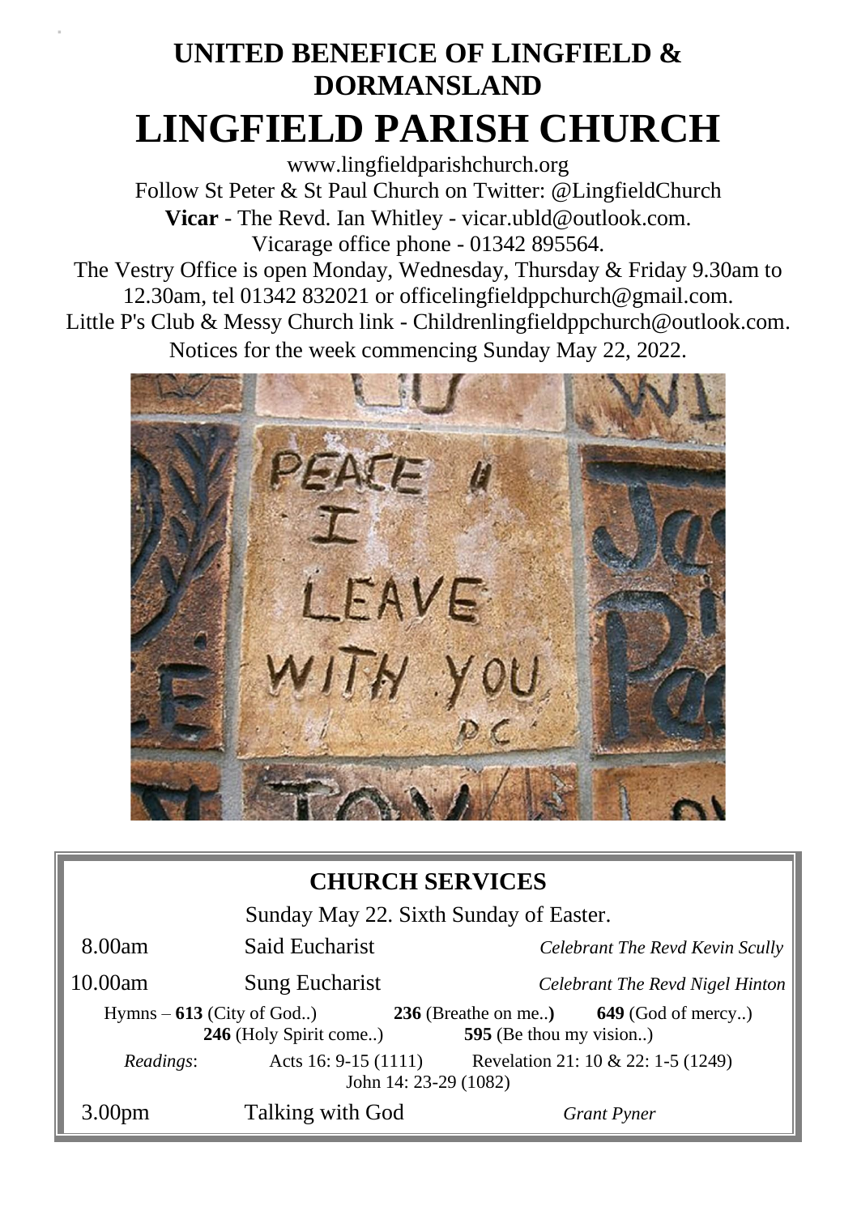# UNITED BENEFICE OF LINGFIELD & DORMANSLAND

# LINGFIELD PARISH CHURCH

www.lingfieldparishchurch.org
Follow St Peter & St Paul Church on Twitter: @LingfieldChurch
**Vicar** - The Revd. Ian Whitley - vicar.ubld@outlook.com.
Vicarage office phone - 01342 895564.
The Vestry Office is open Monday, Wednesday, Thursday & Friday 9.30am to 12.30am, tel 01342 832021 or officelingfieldppchurch@gmail.com.
Little P's Club & Messy Church link - Childrenlingfieldppchurch@outlook.com.
Notices for the week commencing Sunday May 22, 2022.

## CHURCH SERVICES

Sunday May 22. Sixth Sunday of Easter.

| | | |
|---|---|---|
| 8.00am | Said Eucharist | *Celebrant The Revd Kevin Scully* |
| 10.00am | Sung Eucharist | *Celebrant The Revd Nigel Hinton* |

Hymns – **613** (City of God..) **236** (Breathe on me..) **649** (God of mercy..) **246** (Holy Spirit come..) **595** (Be thou my vision..)

*Readings*: Acts 16: 9-15 (1111) Revelation 21: 10 & 22: 1-5 (1249) John 14: 23-29 (1082)

| | | |
|---|---|---|
| 3.00pm | Talking with God | *Grant Pyner* |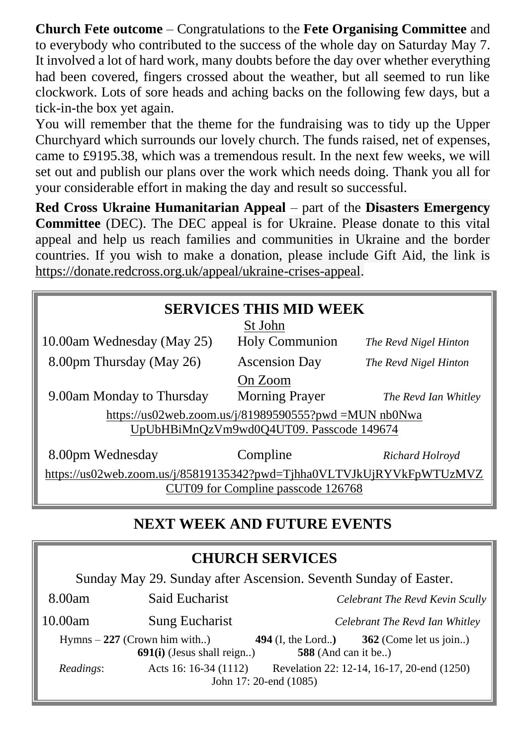**Church Fete outcome** – Congratulations to the **Fete Organising Committee** and to everybody who contributed to the success of the whole day on Saturday May 7. It involved a lot of hard work, many doubts before the day over whether everything had been covered, fingers crossed about the weather, but all seemed to run like clockwork. Lots of sore heads and aching backs on the following few days, but a tick-in-the box yet again.

You will remember that the theme for the fundraising was to tidy up the Upper Churchyard which surrounds our lovely church. The funds raised, net of expenses, came to £9195.38, which was a tremendous result. In the next few weeks, we will set out and publish our plans over the work which needs doing. Thank you all for your considerable effort in making the day and result so successful.

**Red Cross Ukraine Humanitarian Appeal** – part of the **Disasters Emergency Committee** (DEC). The DEC appeal is for Ukraine. Please donate to this vital appeal and help us reach families and communities in Ukraine and the border countries. If you wish to make a donation, please include Gift Aid, the link is https://donate.redcross.org.uk/appeal/ukraine-crises-appeal.

## SERVICES THIS MID WEEK

St John

| | | |
|---|---|---|
| 10.00am Wednesday (May 25) | Holy Communion | *The Revd Nigel Hinton* |
| 8.00pm Thursday (May 26) | Ascension Day | *The Revd Nigel Hinton* |

On Zoom

| | | |
|---|---|---|
| 9.00am Monday to Thursday | Morning Prayer | *The Revd Ian Whitley* |

https://us02web.zoom.us/j/81989590555?pwd =MUN nb0Nwa UpUbHBiMnQzVm9wd0Q4UT09. Passcode 149674

| | | |
|---|---|---|
| 8.00pm Wednesday | Compline | *Richard Holroyd* |

https://us02web.zoom.us/j/85819135342?pwd=Tjhha0VLTVJkUjRYVkFpWTUzMVZCUT09 for Compline passcode 126768

## NEXT WEEK AND FUTURE EVENTS

## CHURCH SERVICES

Sunday May 29. Sunday after Ascension. Seventh Sunday of Easter.

| | | |
|---|---|---|
| 8.00am | Said Eucharist | *Celebrant The Revd Kevin Scully* |
| 10.00am | Sung Eucharist | *Celebrant The Revd Ian Whitley* |

Hymns – **227** (Crown him with..) **494** (I, the Lord..**)** **362** (Come let us join..) **691(i)** (Jesus shall reign..) **588** (And can it be..)

*Readings*: Acts 16: 16-34 (1112) Revelation 22: 12-14, 16-17, 20-end (1250) John 17: 20-end (1085)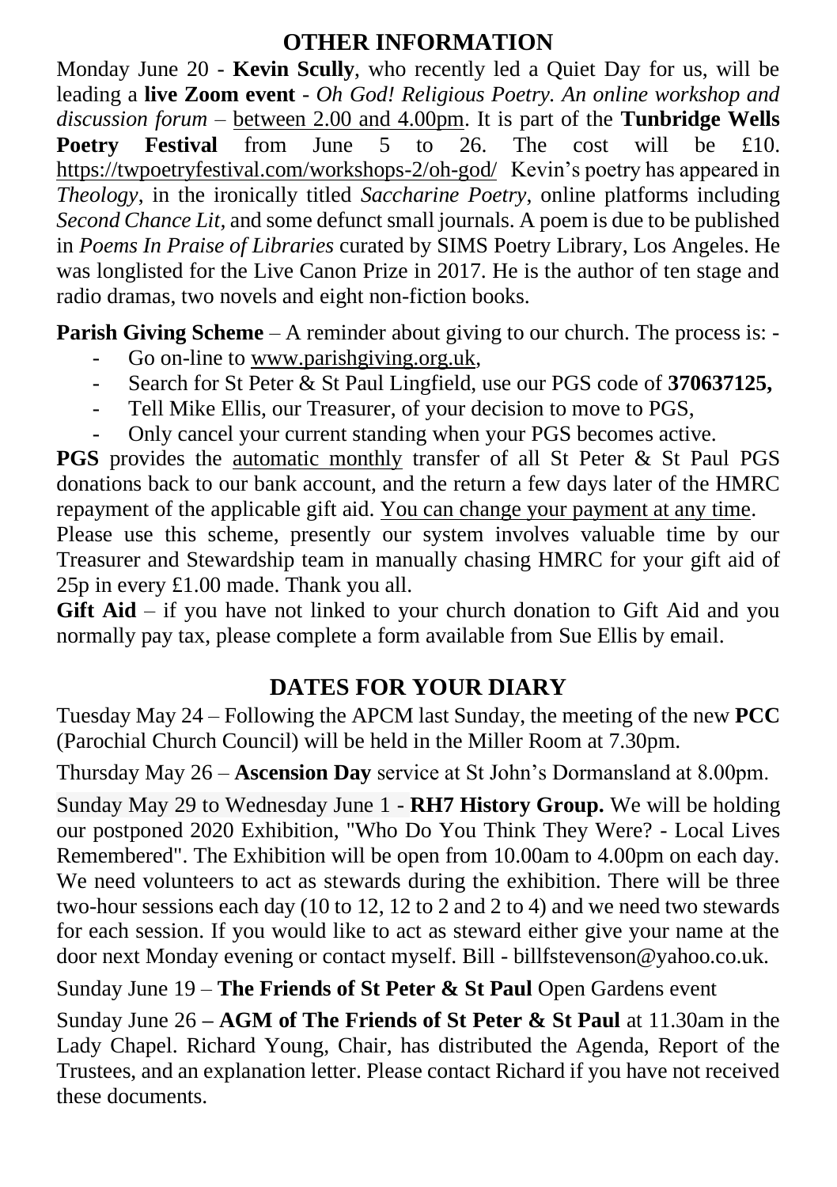## OTHER INFORMATION

Monday June 20 - **Kevin Scully**, who recently led a Quiet Day for us, will be leading a **live Zoom event** - *Oh God! Religious Poetry. An online workshop and discussion forum* – between 2.00 and 4.00pm. It is part of the **Tunbridge Wells Poetry Festival** from June 5 to 26. The cost will be £10. https://twpoetryfestival.com/workshops-2/oh-god/ Kevin's poetry has appeared in *Theology*, in the ironically titled *Saccharine Poetry*, online platforms including *Second Chance Lit*, and some defunct small journals. A poem is due to be published in *Poems In Praise of Libraries* curated by SIMS Poetry Library, Los Angeles. He was longlisted for the Live Canon Prize in 2017. He is the author of ten stage and radio dramas, two novels and eight non-fiction books.

**Parish Giving Scheme** – A reminder about giving to our church. The process is: -

- Go on-line to www.parishgiving.org.uk,
- Search for St Peter & St Paul Lingfield, use our PGS code of **370637125,**
- Tell Mike Ellis, our Treasurer, of your decision to move to PGS,
- Only cancel your current standing when your PGS becomes active.

**PGS** provides the automatic monthly transfer of all St Peter & St Paul PGS donations back to our bank account, and the return a few days later of the HMRC repayment of the applicable gift aid. You can change your payment at any time. Please use this scheme, presently our system involves valuable time by our Treasurer and Stewardship team in manually chasing HMRC for your gift aid of 25p in every £1.00 made. Thank you all.

**Gift Aid** – if you have not linked to your church donation to Gift Aid and you normally pay tax, please complete a form available from Sue Ellis by email.

## DATES FOR YOUR DIARY

Tuesday May 24 – Following the APCM last Sunday, the meeting of the new **PCC** (Parochial Church Council) will be held in the Miller Room at 7.30pm.

Thursday May 26 – **Ascension Day** service at St John's Dormansland at 8.00pm.

Sunday May 29 to Wednesday June 1 - **RH7 History Group.** We will be holding our postponed 2020 Exhibition, "Who Do You Think They Were? - Local Lives Remembered". The Exhibition will be open from 10.00am to 4.00pm on each day. We need volunteers to act as stewards during the exhibition. There will be three two-hour sessions each day (10 to 12, 12 to 2 and 2 to 4) and we need two stewards for each session. If you would like to act as steward either give your name at the door next Monday evening or contact myself. Bill - billfstevenson@yahoo.co.uk.

Sunday June 19 – **The Friends of St Peter & St Paul** Open Gardens event

Sunday June 26 **– AGM of The Friends of St Peter & St Paul** at 11.30am in the Lady Chapel. Richard Young, Chair, has distributed the Agenda, Report of the Trustees, and an explanation letter. Please contact Richard if you have not received these documents.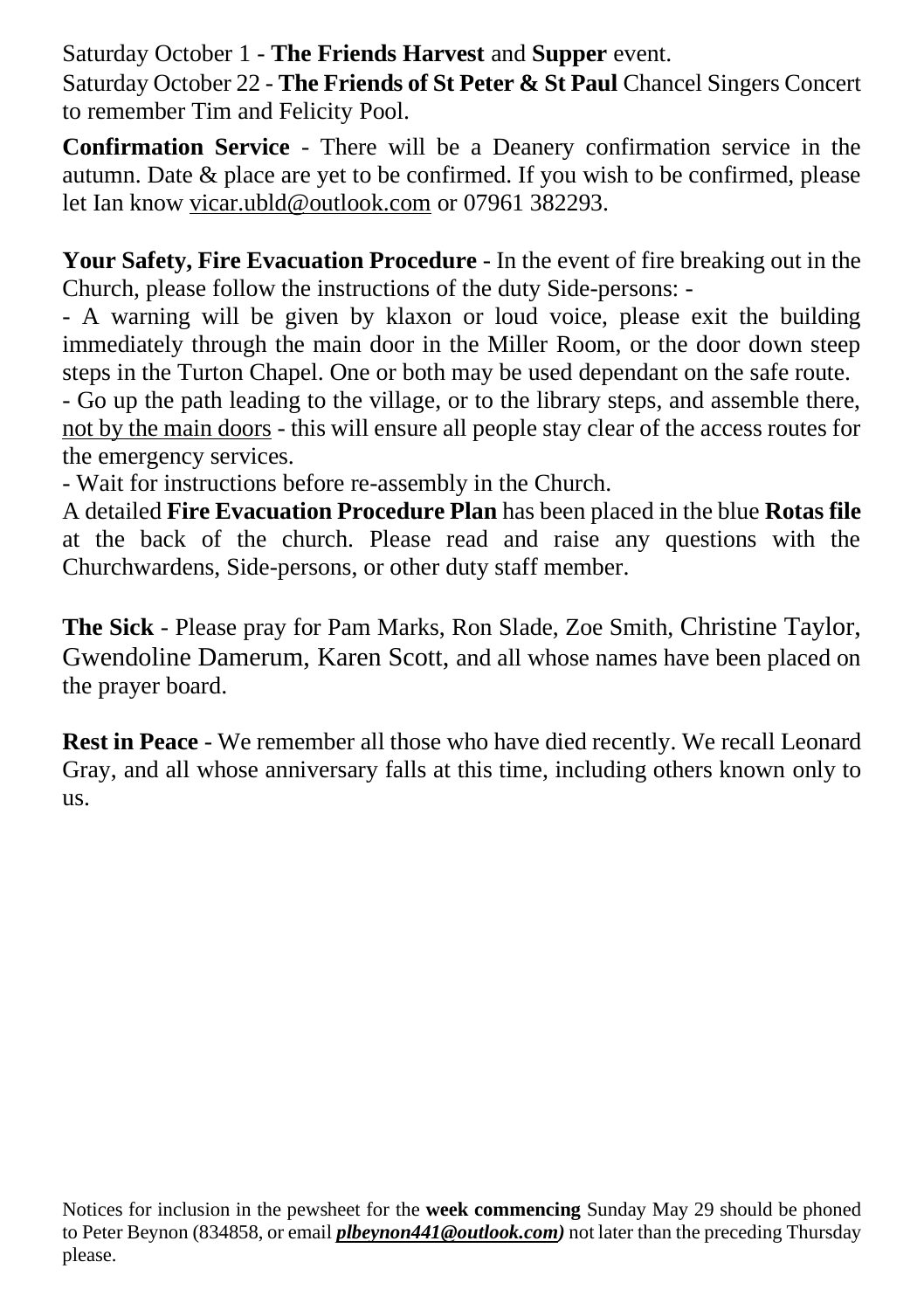Saturday October 1 - **The Friends Harvest** and **Supper** event.
Saturday October 22 - **The Friends of St Peter & St Paul** Chancel Singers Concert to remember Tim and Felicity Pool.

**Confirmation Service** - There will be a Deanery confirmation service in the autumn. Date & place are yet to be confirmed. If you wish to be confirmed, please let Ian know vicar.ubld@outlook.com or 07961 382293.

**Your Safety, Fire Evacuation Procedure** - In the event of fire breaking out in the Church, please follow the instructions of the duty Side-persons: -

- A warning will be given by klaxon or loud voice, please exit the building immediately through the main door in the Miller Room, or the door down steep steps in the Turton Chapel. One or both may be used dependant on the safe route.
- Go up the path leading to the village, or to the library steps, and assemble there, not by the main doors - this will ensure all people stay clear of the access routes for the emergency services.
- Wait for instructions before re-assembly in the Church.

A detailed **Fire Evacuation Procedure Plan** has been placed in the blue **Rotas file** at the back of the church. Please read and raise any questions with the Churchwardens, Side-persons, or other duty staff member.

**The Sick** - Please pray for Pam Marks, Ron Slade, Zoe Smith, Christine Taylor, Gwendoline Damerum, Karen Scott, and all whose names have been placed on the prayer board.

**Rest in Peace** - We remember all those who have died recently. We recall Leonard Gray, and all whose anniversary falls at this time, including others known only to us.

Notices for inclusion in the pewsheet for the **week commencing** Sunday May 29 should be phoned to Peter Beynon (834858, or email ***plbeynon441@outlook.com)*** not later than the preceding Thursday please.